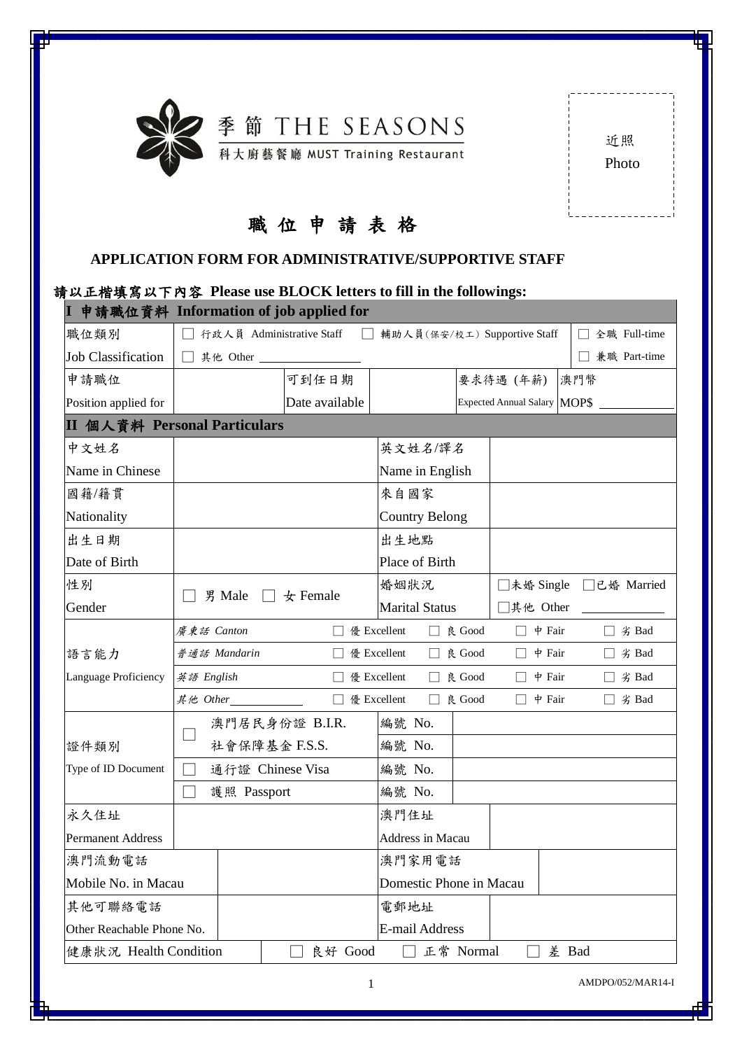季節 THE SEASONS
科大廚藝餐廳 MUST Training Restaurant

近照
Photo

# 職 位 申 請 表 格

## APPLICATION FORM FOR ADMINISTRATIVE/SUPPORTIVE STAFF

**請以正楷填寫以下內容 Please use BLOCK letters to fill in the followings:**

### I 申請職位資料 Information of job applied for

| 職位類別 Job Classification | ☐ 行政人員 Administrative Staff ☐ 輔助人員(保安/校工) Supportive Staff ☐ 其他 Other ________ | | ☐ 全職 Full-time ☐ 兼職 Part-time |
|---|---|---|---|
| 申請職位 Position applied for | | 可到任日期 Date available | | 要求待遇 (年薪) Expected Annual Salary | 澳門幣 MOP$ ________ |

### II 個人資料 Personal Particulars

| | | | |
|---|---|---|---|
| 中文姓名 Name in Chinese | | 英文姓名/譯名 Name in English | |
| 國籍/籍貫 Nationality | | 來自國家 Country Belong | |
| 出生日期 Date of Birth | | 出生地點 Place of Birth | |
| 性別 Gender | ☐ 男 Male ☐ 女 Female | 婚姻狀況 Marital Status | ☐未婚 Single ☐已婚 Married ☐其他 Other ________ |

| 語言能力 Language Proficiency | | | | | |
|---|---|---|---|---|---|
| | 廣東話 Canton | ☐ 優 Excellent | ☐ 良 Good | ☐ 中 Fair | ☐ 劣 Bad |
| | 普通話 Mandarin | ☐ 優 Excellent | ☐ 良 Good | ☐ 中 Fair | ☐ 劣 Bad |
| | 英語 English | ☐ 優 Excellent | ☐ 良 Good | ☐ 中 Fair | ☐ 劣 Bad |
| | 其他 Other________ | ☐ 優 Excellent | ☐ 良 Good | ☐ 中 Fair | ☐ 劣 Bad |

| 證件類別 Type of ID Document | | | |
|---|---|---|---|
| | ☐ 澳門居民身份證 B.I.R. / 社會保障基金 F.S.S. | 編號 No. | |
| | | 編號 No. | |
| | ☐ 通行證 Chinese Visa | 編號 No. | |
| | ☐ 護照 Passport | 編號 No. | |

| | | | |
|---|---|---|---|
| 永久住址 Permanent Address | | 澳門住址 Address in Macau | |
| 澳門流動電話 Mobile No. in Macau | | 澳門家用電話 Domestic Phone in Macau | |
| 其他可聯絡電話 Other Reachable Phone No. | | 電郵地址 E-mail Address | |
| 健康狀況 Health Condition | ☐ 良好 Good | ☐ 正常 Normal | ☐ 差 Bad |

AMDPO/052/MAR14-I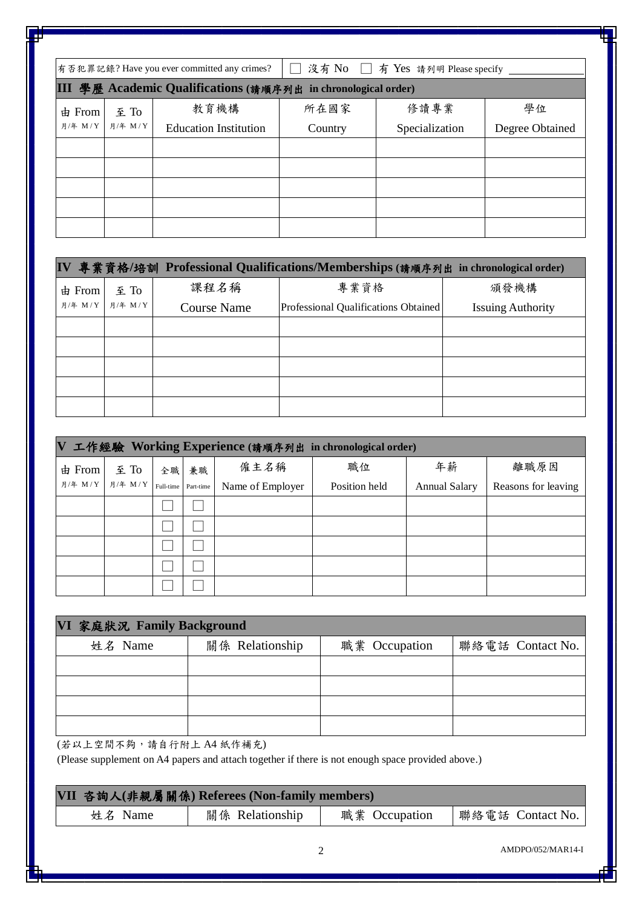有否犯罪記錄? Have you ever committed any crimes? ☐ 沒有 No ☐ 有 Yes 請列明 Please specify ____________

## III 學歷 Academic Qualifications (請順序列出 in chronological order)

| 由 From 月/年 M/Y | 至 To 月/年 M/Y | 教育機構 Education Institution | 所在國家 Country | 修讀專業 Specialization | 學位 Degree Obtained |
|---|---|---|---|---|---|
| | | | | | |
| | | | | | |
| | | | | | |
| | | | | | |
| | | | | | |

## IV 專業資格/培訓 Professional Qualifications/Memberships (請順序列出 in chronological order)

| 由 From 月/年 M/Y | 至 To 月/年 M/Y | 課程名稱 Course Name | 專業資格 Professional Qualifications Obtained | 頒發機構 Issuing Authority |
|---|---|---|---|---|
| | | | | |
| | | | | |
| | | | | |
| | | | | |
| | | | | |

## V 工作經驗 Working Experience (請順序列出 in chronological order)

| 由 From 月/年 M/Y | 至 To 月/年 M/Y | 全職 Full-time | 兼職 Part-time | 僱主名稱 Name of Employer | 職位 Position held | 年薪 Annual Salary | 離職原因 Reasons for leaving |
|---|---|---|---|---|---|---|---|
| | | ☐ | ☐ | | | | |
| | | ☐ | ☐ | | | | |
| | | ☐ | ☐ | | | | |
| | | ☐ | ☐ | | | | |
| | | ☐ | ☐ | | | | |

## VI 家庭狀況 Family Background

| 姓名 Name | 關係 Relationship | 職業 Occupation | 聯絡電話 Contact No. |
|---|---|---|---|
| | | | |
| | | | |
| | | | |
| | | | |

(若以上空間不夠，請自行附上 A4 紙作補充)

(Please supplement on A4 papers and attach together if there is not enough space provided above.)

## VII 咨詢人(非親屬關係) Referees (Non-family members)

| 姓名 Name | 關係 Relationship | 職業 Occupation | 聯絡電話 Contact No. |
|---|---|---|---|

AMDPO/052/MAR14-I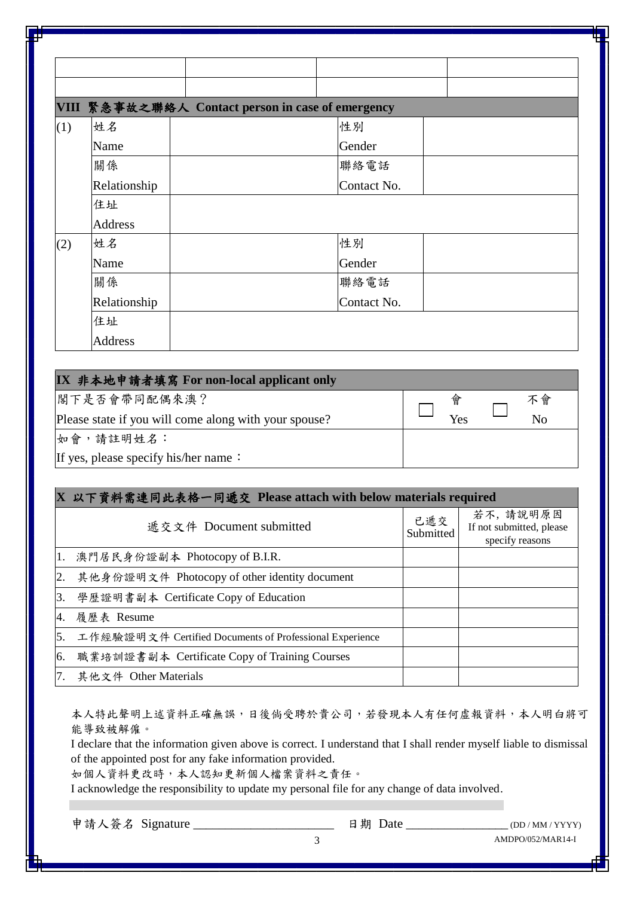| | | | |
|---|---|---|---|
| | | | |
| | | | |

## VIII 緊急事故之聯絡人 Contact person in case of emergency

| | | | | |
|---|---|---|---|---|
| (1) | 姓名 Name | | 性別 Gender | |
| | 關係 Relationship | | 聯絡電話 Contact No. | |
| | 住址 Address | | | |
| (2) | 姓名 Name | | 性別 Gender | |
| | 關係 Relationship | | 聯絡電話 Contact No. | |
| | 住址 Address | | | |

## IX 非本地申請者填寫 For non-local applicant only

| | |
|---|---|
| 閣下是否會帶同配偶來澳？ Please state if you will come along with your spouse? | ☐ 會 Yes ☐ 不會 No |
| 如會，請註明姓名： If yes, please specify his/her name： | |

## X 以下資料需連同此表格一同遞交 Please attach with below materials required

| 遞交文件 Document submitted | 已遞交 Submitted | 若不，請說明原因 If not submitted, please specify reasons |
|---|---|---|
| 1. 澳門居民身份證副本 Photocopy of B.I.R. | | |
| 2. 其他身份證明文件 Photocopy of other identity document | | |
| 3. 學歷證明書副本 Certificate Copy of Education | | |
| 4. 履歷表 Resume | | |
| 5. 工作經驗證明文件 Certified Documents of Professional Experience | | |
| 6. 職業培訓證書副本 Certificate Copy of Training Courses | | |
| 7. 其他文件 Other Materials | | |

本人特此聲明上述資料正確無誤，日後倘受聘於貴公司，若發現本人有任何虛報資料，本人明白將可能導致被解僱。

I declare that the information given above is correct. I understand that I shall render myself liable to dismissal of the appointed post for any fake information provided.

如個人資料更改時，本人認知更新個人檔案資料之責任。

I acknowledge the responsibility to update my personal file for any change of data involved.

申請人簽名 Signature ______________________ 日期 Date ________________ (DD / MM / YYYY)

AMDPO/052/MAR14-I